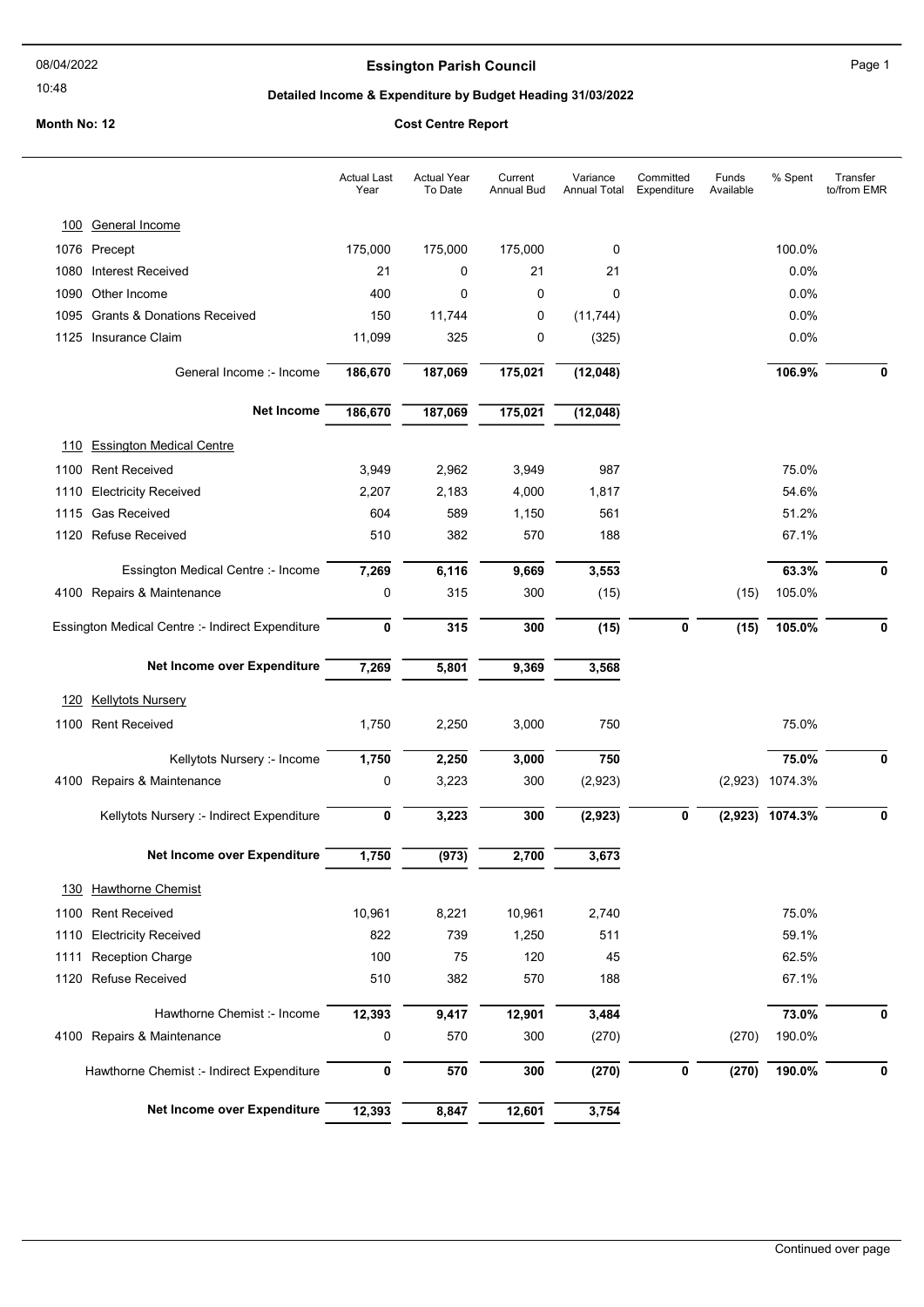# Essington Parish Council

## Detailed Income & Expenditure by Budget Heading 31/03/2022

08/04/2022 10:48

**Month No: 12** — **Cost Centre Report**

| | Actual Last Year | Actual Year To Date | Current Annual Bud | Variance Annual Total | Committed Expenditure | Funds Available | % Spent | Transfer to/from EMR |
|---|---|---|---|---|---|---|---|---|
| **100 General Income** | | | | | | | | |
| 1076 Precept | 175,000 | 175,000 | 175,000 | 0 | | | 100.0% | |
| 1080 Interest Received | 21 | 0 | 21 | 21 | | | 0.0% | |
| 1090 Other Income | 400 | 0 | 0 | 0 | | | 0.0% | |
| 1095 Grants & Donations Received | 150 | 11,744 | 0 | (11,744) | | | 0.0% | |
| 1125 Insurance Claim | 11,099 | 325 | 0 | (325) | | | 0.0% | |
| General Income :- Income | **186,670** | **187,069** | **175,021** | **(12,048)** | | | **106.9%** | **0** |
| **Net Income** | **186,670** | **187,069** | **175,021** | **(12,048)** | | | | |
| **110 Essington Medical Centre** | | | | | | | | |
| 1100 Rent Received | 3,949 | 2,962 | 3,949 | 987 | | | 75.0% | |
| 1110 Electricity Received | 2,207 | 2,183 | 4,000 | 1,817 | | | 54.6% | |
| 1115 Gas Received | 604 | 589 | 1,150 | 561 | | | 51.2% | |
| 1120 Refuse Received | 510 | 382 | 570 | 188 | | | 67.1% | |
| Essington Medical Centre :- Income | **7,269** | **6,116** | **9,669** | **3,553** | | | **63.3%** | **0** |
| 4100 Repairs & Maintenance | 0 | 315 | 300 | (15) | | (15) | 105.0% | |
| Essington Medical Centre :- Indirect Expenditure | **0** | **315** | **300** | **(15)** | **0** | **(15)** | **105.0%** | **0** |
| **Net Income over Expenditure** | **7,269** | **5,801** | **9,369** | **3,568** | | | | |
| **120 Kellytots Nursery** | | | | | | | | |
| 1100 Rent Received | 1,750 | 2,250 | 3,000 | 750 | | | 75.0% | |
| Kellytots Nursery :- Income | **1,750** | **2,250** | **3,000** | **750** | | | **75.0%** | **0** |
| 4100 Repairs & Maintenance | 0 | 3,223 | 300 | (2,923) | | (2,923) | 1074.3% | |
| Kellytots Nursery :- Indirect Expenditure | **0** | **3,223** | **300** | **(2,923)** | **0** | **(2,923)** | **1074.3%** | **0** |
| **Net Income over Expenditure** | **1,750** | **(973)** | **2,700** | **3,673** | | | | |
| **130 Hawthorne Chemist** | | | | | | | | |
| 1100 Rent Received | 10,961 | 8,221 | 10,961 | 2,740 | | | 75.0% | |
| 1110 Electricity Received | 822 | 739 | 1,250 | 511 | | | 59.1% | |
| 1111 Reception Charge | 100 | 75 | 120 | 45 | | | 62.5% | |
| 1120 Refuse Received | 510 | 382 | 570 | 188 | | | 67.1% | |
| Hawthorne Chemist :- Income | **12,393** | **9,417** | **12,901** | **3,484** | | | **73.0%** | **0** |
| 4100 Repairs & Maintenance | 0 | 570 | 300 | (270) | | (270) | 190.0% | |
| Hawthorne Chemist :- Indirect Expenditure | **0** | **570** | **300** | **(270)** | **0** | **(270)** | **190.0%** | **0** |
| **Net Income over Expenditure** | **12,393** | **8,847** | **12,601** | **3,754** | | | | |

Continued over page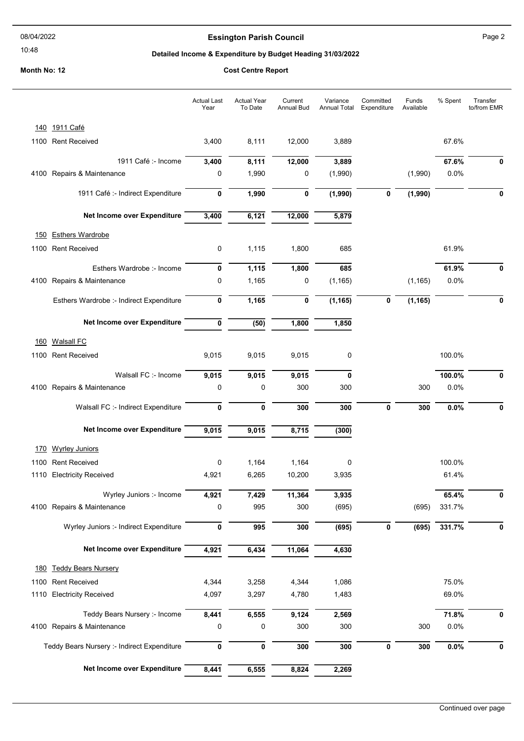**Essington Parish Council**

**Detailed Income & Expenditure by Budget Heading 31/03/2022**

**Month No: 12**

**Cost Centre Report**

| | | Actual Last Year | Actual Year To Date | Current Annual Bud | Variance Annual Total | Committed Expenditure | Funds Available | % Spent | Transfer to/from EMR |
|---|---|---|---|---|---|---|---|---|---|
| 140 | 1911 Café | | | | | | | | |
| 1100 | Rent Received | 3,400 | 8,111 | 12,000 | 3,889 | | | 67.6% | |
| | 1911 Café :- Income | **3,400** | **8,111** | **12,000** | **3,889** | | | **67.6%** | **0** |
| 4100 | Repairs & Maintenance | 0 | 1,990 | 0 | (1,990) | | (1,990) | 0.0% | |
| | 1911 Café :- Indirect Expenditure | **0** | **1,990** | **0** | **(1,990)** | **0** | **(1,990)** | | **0** |
| | **Net Income over Expenditure** | **3,400** | **6,121** | **12,000** | **5,879** | | | | |
| 150 | Esthers Wardrobe | | | | | | | | |
| 1100 | Rent Received | 0 | 1,115 | 1,800 | 685 | | | 61.9% | |
| | Esthers Wardrobe :- Income | **0** | **1,115** | **1,800** | **685** | | | **61.9%** | **0** |
| 4100 | Repairs & Maintenance | 0 | 1,165 | 0 | (1,165) | | (1,165) | 0.0% | |
| | Esthers Wardrobe :- Indirect Expenditure | **0** | **1,165** | **0** | **(1,165)** | **0** | **(1,165)** | | **0** |
| | **Net Income over Expenditure** | **0** | **(50)** | **1,800** | **1,850** | | | | |
| 160 | Walsall FC | | | | | | | | |
| 1100 | Rent Received | 9,015 | 9,015 | 9,015 | 0 | | | 100.0% | |
| | Walsall FC :- Income | **9,015** | **9,015** | **9,015** | **0** | | | **100.0%** | **0** |
| 4100 | Repairs & Maintenance | 0 | 0 | 300 | 300 | | 300 | 0.0% | |
| | Walsall FC :- Indirect Expenditure | **0** | **0** | **300** | **300** | **0** | **300** | **0.0%** | **0** |
| | **Net Income over Expenditure** | **9,015** | **9,015** | **8,715** | **(300)** | | | | |
| 170 | Wyrley Juniors | | | | | | | | |
| 1100 | Rent Received | 0 | 1,164 | 1,164 | 0 | | | 100.0% | |
| 1110 | Electricity Received | 4,921 | 6,265 | 10,200 | 3,935 | | | 61.4% | |
| | Wyrley Juniors :- Income | **4,921** | **7,429** | **11,364** | **3,935** | | | **65.4%** | **0** |
| 4100 | Repairs & Maintenance | 0 | 995 | 300 | (695) | | (695) | 331.7% | |
| | Wyrley Juniors :- Indirect Expenditure | **0** | **995** | **300** | **(695)** | **0** | **(695)** | **331.7%** | **0** |
| | **Net Income over Expenditure** | **4,921** | **6,434** | **11,064** | **4,630** | | | | |
| 180 | Teddy Bears Nursery | | | | | | | | |
| 1100 | Rent Received | 4,344 | 3,258 | 4,344 | 1,086 | | | 75.0% | |
| 1110 | Electricity Received | 4,097 | 3,297 | 4,780 | 1,483 | | | 69.0% | |
| | Teddy Bears Nursery :- Income | **8,441** | **6,555** | **9,124** | **2,569** | | | **71.8%** | **0** |
| 4100 | Repairs & Maintenance | 0 | 0 | 300 | 300 | | 300 | 0.0% | |
| | Teddy Bears Nursery :- Indirect Expenditure | **0** | **0** | **300** | **300** | **0** | **300** | **0.0%** | **0** |
| | **Net Income over Expenditure** | **8,441** | **6,555** | **8,824** | **2,269** | | | | |

Continued over page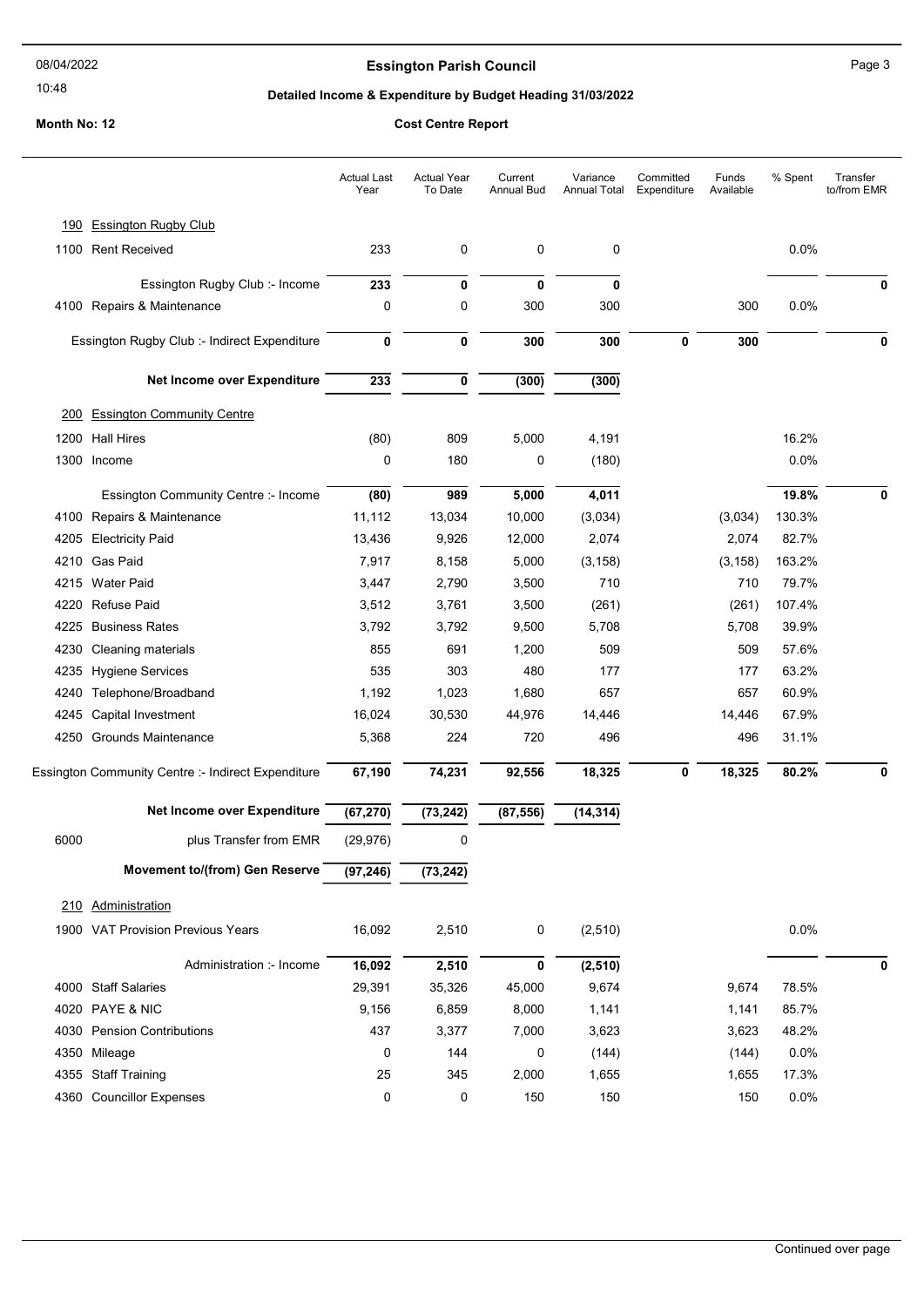# Essington Parish Council

## Detailed Income & Expenditure by Budget Heading 31/03/2022

**Month No: 12** — **Cost Centre Report**

| | | Actual Last Year | Actual Year To Date | Current Annual Bud | Variance Annual Total | Committed Expenditure | Funds Available | % Spent | Transfer to/from EMR |
|---|---|---|---|---|---|---|---|---|---|
| 190 | Essington Rugby Club | | | | | | | | |
| 1100 | Rent Received | 233 | 0 | 0 | 0 | | | 0.0% | |
| | Essington Rugby Club :- Income | **233** | **0** | **0** | **0** | | | | **0** |
| 4100 | Repairs & Maintenance | 0 | 0 | 300 | 300 | | 300 | 0.0% | |
| | Essington Rugby Club :- Indirect Expenditure | **0** | **0** | **300** | **300** | **0** | **300** | | **0** |
| | **Net Income over Expenditure** | **233** | **0** | **(300)** | **(300)** | | | | |
| 200 | Essington Community Centre | | | | | | | | |
| 1200 | Hall Hires | (80) | 809 | 5,000 | 4,191 | | | 16.2% | |
| 1300 | Income | 0 | 180 | 0 | (180) | | | 0.0% | |
| | Essington Community Centre :- Income | **(80)** | **989** | **5,000** | **4,011** | | | **19.8%** | **0** |
| 4100 | Repairs & Maintenance | 11,112 | 13,034 | 10,000 | (3,034) | | (3,034) | 130.3% | |
| 4205 | Electricity Paid | 13,436 | 9,926 | 12,000 | 2,074 | | 2,074 | 82.7% | |
| 4210 | Gas Paid | 7,917 | 8,158 | 5,000 | (3,158) | | (3,158) | 163.2% | |
| 4215 | Water Paid | 3,447 | 2,790 | 3,500 | 710 | | 710 | 79.7% | |
| 4220 | Refuse Paid | 3,512 | 3,761 | 3,500 | (261) | | (261) | 107.4% | |
| 4225 | Business Rates | 3,792 | 3,792 | 9,500 | 5,708 | | 5,708 | 39.9% | |
| 4230 | Cleaning materials | 855 | 691 | 1,200 | 509 | | 509 | 57.6% | |
| 4235 | Hygiene Services | 535 | 303 | 480 | 177 | | 177 | 63.2% | |
| 4240 | Telephone/Broadband | 1,192 | 1,023 | 1,680 | 657 | | 657 | 60.9% | |
| 4245 | Capital Investment | 16,024 | 30,530 | 44,976 | 14,446 | | 14,446 | 67.9% | |
| 4250 | Grounds Maintenance | 5,368 | 224 | 720 | 496 | | 496 | 31.1% | |
| | Essington Community Centre :- Indirect Expenditure | **67,190** | **74,231** | **92,556** | **18,325** | **0** | **18,325** | **80.2%** | **0** |
| | **Net Income over Expenditure** | **(67,270)** | **(73,242)** | **(87,556)** | **(14,314)** | | | | |
| 6000 | plus Transfer from EMR | (29,976) | 0 | | | | | | |
| | **Movement to/(from) Gen Reserve** | **(97,246)** | **(73,242)** | | | | | | |
| 210 | Administration | | | | | | | | |
| 1900 | VAT Provision Previous Years | 16,092 | 2,510 | 0 | (2,510) | | | 0.0% | |
| | Administration :- Income | **16,092** | **2,510** | **0** | **(2,510)** | | | | **0** |
| 4000 | Staff Salaries | 29,391 | 35,326 | 45,000 | 9,674 | | 9,674 | 78.5% | |
| 4020 | PAYE & NIC | 9,156 | 6,859 | 8,000 | 1,141 | | 1,141 | 85.7% | |
| 4030 | Pension Contributions | 437 | 3,377 | 7,000 | 3,623 | | 3,623 | 48.2% | |
| 4350 | Mileage | 0 | 144 | 0 | (144) | | (144) | 0.0% | |
| 4355 | Staff Training | 25 | 345 | 2,000 | 1,655 | | 1,655 | 17.3% | |
| 4360 | Councillor Expenses | 0 | 0 | 150 | 150 | | 150 | 0.0% | |

Continued over page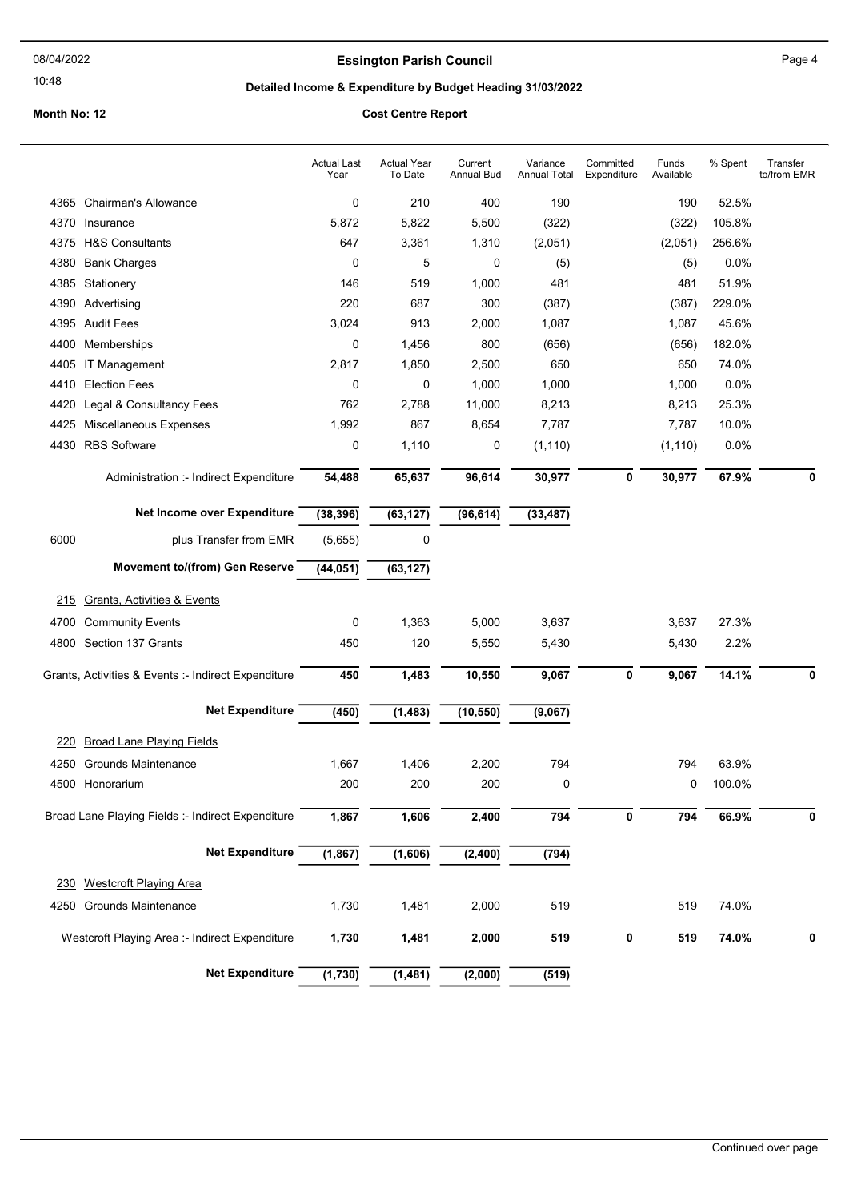# Essington Parish Council

## Detailed Income & Expenditure by Budget Heading 31/03/2022

**Month No: 12** — **Cost Centre Report**

| | | Actual Last Year | Actual Year To Date | Current Annual Bud | Variance Annual Total | Committed Expenditure | Funds Available | % Spent | Transfer to/from EMR |
|---|---|---|---|---|---|---|---|---|---|
| 4365 | Chairman's Allowance | 0 | 210 | 400 | 190 | | 190 | 52.5% | |
| 4370 | Insurance | 5,872 | 5,822 | 5,500 | (322) | | (322) | 105.8% | |
| 4375 | H&S Consultants | 647 | 3,361 | 1,310 | (2,051) | | (2,051) | 256.6% | |
| 4380 | Bank Charges | 0 | 5 | 0 | (5) | | (5) | 0.0% | |
| 4385 | Stationery | 146 | 519 | 1,000 | 481 | | 481 | 51.9% | |
| 4390 | Advertising | 220 | 687 | 300 | (387) | | (387) | 229.0% | |
| 4395 | Audit Fees | 3,024 | 913 | 2,000 | 1,087 | | 1,087 | 45.6% | |
| 4400 | Memberships | 0 | 1,456 | 800 | (656) | | (656) | 182.0% | |
| 4405 | IT Management | 2,817 | 1,850 | 2,500 | 650 | | 650 | 74.0% | |
| 4410 | Election Fees | 0 | 0 | 1,000 | 1,000 | | 1,000 | 0.0% | |
| 4420 | Legal & Consultancy Fees | 762 | 2,788 | 11,000 | 8,213 | | 8,213 | 25.3% | |
| 4425 | Miscellaneous Expenses | 1,992 | 867 | 8,654 | 7,787 | | 7,787 | 10.0% | |
| 4430 | RBS Software | 0 | 1,110 | 0 | (1,110) | | (1,110) | 0.0% | |
| | Administration :- Indirect Expenditure | **54,488** | **65,637** | **96,614** | **30,977** | **0** | **30,977** | **67.9%** | **0** |
| | **Net Income over Expenditure** | **(38,396)** | **(63,127)** | **(96,614)** | **(33,487)** | | | | |
| 6000 | plus Transfer from EMR | (5,655) | 0 | | | | | | |
| | **Movement to/(from) Gen Reserve** | **(44,051)** | **(63,127)** | | | | | | |
| 215 | Grants, Activities & Events | | | | | | | | |
| 4700 | Community Events | 0 | 1,363 | 5,000 | 3,637 | | 3,637 | 27.3% | |
| 4800 | Section 137 Grants | 450 | 120 | 5,550 | 5,430 | | 5,430 | 2.2% | |
| | Grants, Activities & Events :- Indirect Expenditure | **450** | **1,483** | **10,550** | **9,067** | **0** | **9,067** | **14.1%** | **0** |
| | **Net Expenditure** | **(450)** | **(1,483)** | **(10,550)** | **(9,067)** | | | | |
| 220 | Broad Lane Playing Fields | | | | | | | | |
| 4250 | Grounds Maintenance | 1,667 | 1,406 | 2,200 | 794 | | 794 | 63.9% | |
| 4500 | Honorarium | 200 | 200 | 200 | 0 | | 0 | 100.0% | |
| | Broad Lane Playing Fields :- Indirect Expenditure | **1,867** | **1,606** | **2,400** | **794** | **0** | **794** | **66.9%** | **0** |
| | **Net Expenditure** | **(1,867)** | **(1,606)** | **(2,400)** | **(794)** | | | | |
| 230 | Westcroft Playing Area | | | | | | | | |
| 4250 | Grounds Maintenance | 1,730 | 1,481 | 2,000 | 519 | | 519 | 74.0% | |
| | Westcroft Playing Area :- Indirect Expenditure | **1,730** | **1,481** | **2,000** | **519** | **0** | **519** | **74.0%** | **0** |
| | **Net Expenditure** | **(1,730)** | **(1,481)** | **(2,000)** | **(519)** | | | | |

Continued over page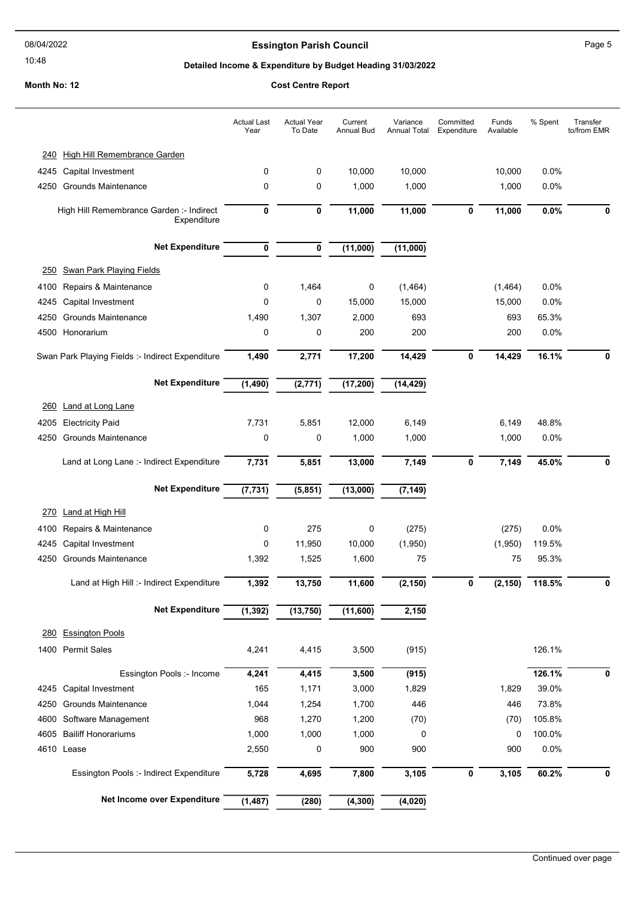# Essington Parish Council

## Detailed Income & Expenditure by Budget Heading 31/03/2022

**Month No: 12** — **Cost Centre Report**

| | | Actual Last Year | Actual Year To Date | Current Annual Bud | Variance Annual Total | Committed Expenditure | Funds Available | % Spent | Transfer to/from EMR |
|---|---|---|---|---|---|---|---|---|---|
| **240** | **High Hill Remembrance Garden** | | | | | | | | |
| 4245 | Capital Investment | 0 | 0 | 10,000 | 10,000 | | 10,000 | 0.0% | |
| 4250 | Grounds Maintenance | 0 | 0 | 1,000 | 1,000 | | 1,000 | 0.0% | |
| | High Hill Remembrance Garden :- Indirect Expenditure | **0** | **0** | **11,000** | **11,000** | **0** | **11,000** | **0.0%** | **0** |
| | **Net Expenditure** | **0** | **0** | **(11,000)** | **(11,000)** | | | | |
| **250** | **Swan Park Playing Fields** | | | | | | | | |
| 4100 | Repairs & Maintenance | 0 | 1,464 | 0 | (1,464) | | (1,464) | 0.0% | |
| 4245 | Capital Investment | 0 | 0 | 15,000 | 15,000 | | 15,000 | 0.0% | |
| 4250 | Grounds Maintenance | 1,490 | 1,307 | 2,000 | 693 | | 693 | 65.3% | |
| 4500 | Honorarium | 0 | 0 | 200 | 200 | | 200 | 0.0% | |
| | Swan Park Playing Fields :- Indirect Expenditure | **1,490** | **2,771** | **17,200** | **14,429** | **0** | **14,429** | **16.1%** | **0** |
| | **Net Expenditure** | **(1,490)** | **(2,771)** | **(17,200)** | **(14,429)** | | | | |
| **260** | **Land at Long Lane** | | | | | | | | |
| 4205 | Electricity Paid | 7,731 | 5,851 | 12,000 | 6,149 | | 6,149 | 48.8% | |
| 4250 | Grounds Maintenance | 0 | 0 | 1,000 | 1,000 | | 1,000 | 0.0% | |
| | Land at Long Lane :- Indirect Expenditure | **7,731** | **5,851** | **13,000** | **7,149** | **0** | **7,149** | **45.0%** | **0** |
| | **Net Expenditure** | **(7,731)** | **(5,851)** | **(13,000)** | **(7,149)** | | | | |
| **270** | **Land at High Hill** | | | | | | | | |
| 4100 | Repairs & Maintenance | 0 | 275 | 0 | (275) | | (275) | 0.0% | |
| 4245 | Capital Investment | 0 | 11,950 | 10,000 | (1,950) | | (1,950) | 119.5% | |
| 4250 | Grounds Maintenance | 1,392 | 1,525 | 1,600 | 75 | | 75 | 95.3% | |
| | Land at High Hill :- Indirect Expenditure | **1,392** | **13,750** | **11,600** | **(2,150)** | **0** | **(2,150)** | **118.5%** | **0** |
| | **Net Expenditure** | **(1,392)** | **(13,750)** | **(11,600)** | **2,150** | | | | |
| **280** | **Essington Pools** | | | | | | | | |
| 1400 | Permit Sales | 4,241 | 4,415 | 3,500 | (915) | | | 126.1% | |
| | Essington Pools :- Income | **4,241** | **4,415** | **3,500** | **(915)** | | | **126.1%** | **0** |
| 4245 | Capital Investment | 165 | 1,171 | 3,000 | 1,829 | | 1,829 | 39.0% | |
| 4250 | Grounds Maintenance | 1,044 | 1,254 | 1,700 | 446 | | 446 | 73.8% | |
| 4600 | Software Management | 968 | 1,270 | 1,200 | (70) | | (70) | 105.8% | |
| 4605 | Bailiff Honorariums | 1,000 | 1,000 | 1,000 | 0 | | 0 | 100.0% | |
| 4610 | Lease | 2,550 | 0 | 900 | 900 | | 900 | 0.0% | |
| | Essington Pools :- Indirect Expenditure | **5,728** | **4,695** | **7,800** | **3,105** | **0** | **3,105** | **60.2%** | **0** |
| | **Net Income over Expenditure** | **(1,487)** | **(280)** | **(4,300)** | **(4,020)** | | | | |

Continued over page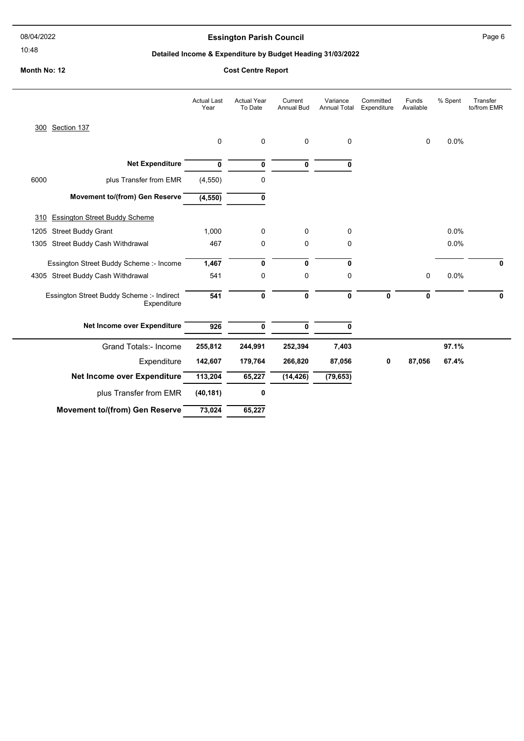| | | Actual Last Year | Actual Year To Date | Current Annual Bud | Variance Annual Total | Committed Expenditure | Funds Available | % Spent | Transfer to/from EMR |
|---|---|---|---|---|---|---|---|---|---|
| **300** | **Section 137** | | | | | | | | |
| | | 0 | 0 | 0 | 0 | | 0 | 0.0% | |
| | **Net Expenditure** | **0** | **0** | **0** | **0** | | | | |
| 6000 | plus Transfer from EMR | (4,550) | 0 | | | | | | |
| | **Movement to/(from) Gen Reserve** | **(4,550)** | **0** | | | | | | |
| **310** | **Essington Street Buddy Scheme** | | | | | | | | |
| 1205 | Street Buddy Grant | 1,000 | 0 | 0 | 0 | | | 0.0% | |
| 1305 | Street Buddy Cash Withdrawal | 467 | 0 | 0 | 0 | | | 0.0% | |
| | Essington Street Buddy Scheme :- Income | **1,467** | **0** | **0** | **0** | | | | **0** |
| 4305 | Street Buddy Cash Withdrawal | 541 | 0 | 0 | 0 | | 0 | 0.0% | |
| | Essington Street Buddy Scheme :- Indirect Expenditure | **541** | **0** | **0** | **0** | **0** | **0** | | **0** |
| | **Net Income over Expenditure** | **926** | **0** | **0** | **0** | | | | |
| | Grand Totals:- Income | **255,812** | **244,991** | **252,394** | **7,403** | | | **97.1%** | |
| | Expenditure | **142,607** | **179,764** | **266,820** | **87,056** | **0** | **87,056** | **67.4%** | |
| | **Net Income over Expenditure** | **113,204** | **65,227** | **(14,426)** | **(79,653)** | | | | |
| | plus Transfer from EMR | **(40,181)** | **0** | | | | | | |
| | **Movement to/(from) Gen Reserve** | **73,024** | **65,227** | | | | | | |